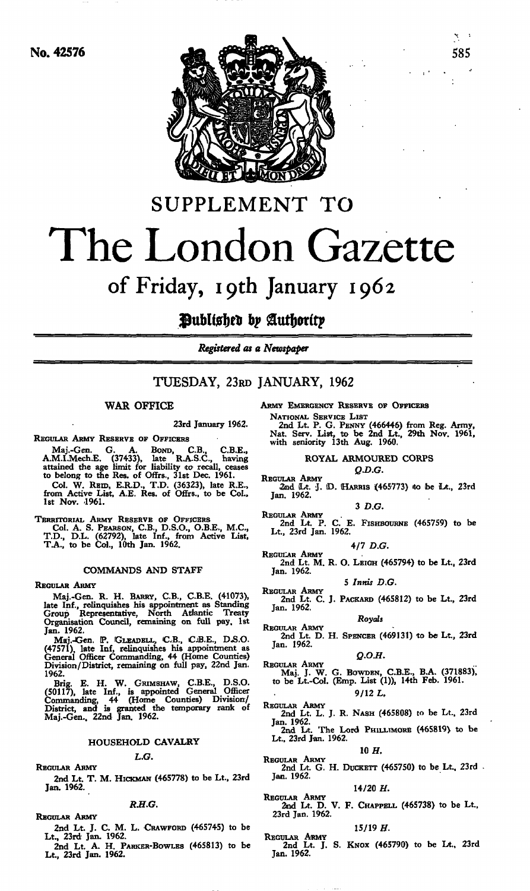No. 42576

# SUPPLEMENT TO

# The London Gazette

## of Friday, 19th January 1962

**Published by Authority**

*Registered as a Newspaper*

## TUESDAY, 23RD JANUARY, 1962

### WAR OFFICE

23rd January 1962.

REGULAR ARMY RESERVE OF OFFICERS

Maj.-Gen. G. A. BOND, C.B., C.B.E., A.M.I.Mech.E. (37433), late R.A.S.C., having attained the age limit for liability to recall, ceases to belong to the Res. of Offrs., 31st Dec. 1961.

Col. W. REID, E.R.D., T.D. (36323), late R.E., from Active List, A.E. Res. of Offrs., to be Col., 1st Nov. 1961.

TERRITORIAL ARMY RESERVE OF OFFICERS

Col. A. S. PEARSON, C.B., D.S.O., O.B.E., M.C., T.D., D.L. (62792), late Inf., from Active List, T.A., to be Col., 10th Jan. 1962.

### COMMANDS AND STAFF

REGULAR ARMY

Maj.-Gen. R. H. BARRY, C.B., C.B.E. (41073), late Inf., relinquishes his appointment as Standing Group Representative, North Atlantic Treaty Organisation Council, remaining on full pay, 1st Jan. 1962.

Maj.-Gen. P. GLEADELL, C.B., C.B.E., D.S.O. (47571), late Inf, relinquishes his appointment as General Officer Commanding, 44 (Home Counties) Division/District, remaining on full pay, 22nd Jan. 1962.

Brig. E. H. W. GRIMSHAW, C.B.E., D.S.O. (50117), late Inf., is appointed General Officer Commanding, 44 (Home Counties) Division/District, and is granted the temporary rank of Maj.-Gen., 22nd Jan. 1962.

### HOUSEHOLD CAVALRY

*L.G.*

REGULAR ARMY

2nd Lt. T. M. HICKMAN (465778) to be Lt., 23rd Jan. 1962.

*R.H.G.*

REGULAR ARMY

2nd Lt. J. C. M. L. CRAWFORD (465745) to be Lt., 23rd Jan. 1962.

2nd Lt. A. H. PARKER-BOWLES (465813) to be Lt., 23rd Jan. 1962.

ARMY EMERGENCY RESERVE OF OFFICERS

NATIONAL SERVICE LIST

2nd Lt. P. G. PENNY (466446) from Reg. Army, Nat. Serv. List, to be 2nd Lt., 29th Nov. 1961, with seniority 13th Aug. 1960.

### ROYAL ARMOURED CORPS

*Q.D.G.*

REGULAR ARMY

2nd Lt. J. D. HARRIS (465773) to be Lt., 23rd Jan. 1962.

*3 D.G.*

REGULAR ARMY

2nd Lt. P. C. E. FISHBOURNE (465759) to be Lt., 23rd Jan. 1962.

*4/7 D.G.*

REGULAR ARMY

2nd Lt. M. R. O. LEIGH (465794) to be Lt., 23rd Jan. 1962.

*5 Innis D.G.*

REGULAR ARMY

2nd Lt. C. J. PACKARD (465812) to be Lt., 23rd Jan. 1962.

*Royals*

REGULAR ARMY

2nd Lt. D. H. SPENCER (469131) to be Lt., 23rd Jan. 1962.

*Q.O.H.*

REGULAR ARMY

Maj. J. W. G. BOWDEN, C.B.E., B.A. (371883), to be Lt.-Col. (Emp. List (1)), 14th Feb. 1961.

*9/12 L.*

REGULAR ARMY

2nd Lt. L. J. R. NASH (465808) to be Lt., 23rd Jan. 1962.

2nd Lt. The Lord PHILLIMORE (465819) to be Lt., 23rd Jan. 1962.

*10 H.*

REGULAR ARMY

2nd Lt. G. H. DUCKETT (465750) to be Lt., 23rd Jan. 1962.

*14/20 H.*

REGULAR ARMY

2nd Lt. D. V. F. CHAPPELL (465738) to be Lt., 23rd Jan. 1962.

*15/19 H.*

REGULAR ARMY

2nd Lt. J. S. KNOX (465790) to be Lt., 23rd Jan. 1962.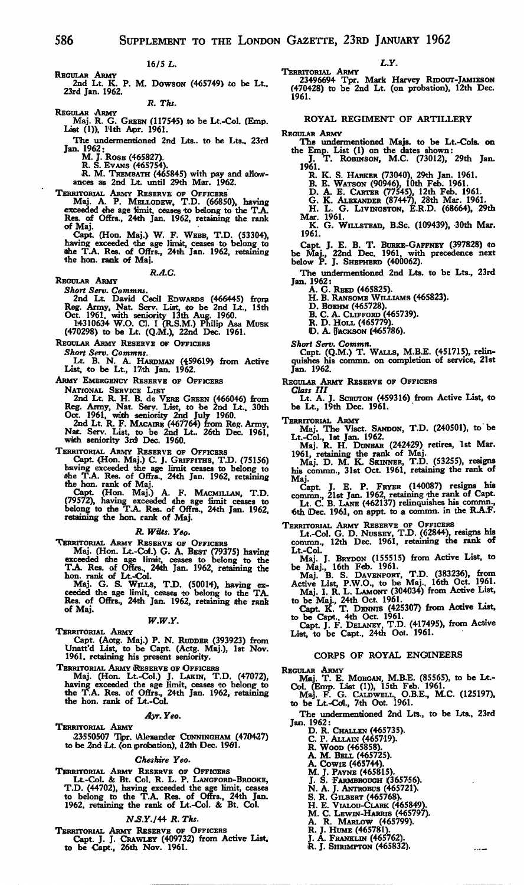### 16/5 L.

REGULAR ARMY

2nd Lt. K. P. M. DOWSON (465749) to be Lt., 23rd Jan. 1962.

### R. Tks.

REGULAR ARMY

Maj. R. G. GREEN (117545) to be Lt.-Col. (Emp. List (1)), 11th Apr. 1961.

The undermentioned 2nd Lts. to be Lts., 23rd Jan. 1962:

- M. J. ROSE (465827).
- R. S. EVANS (465754).
- R. M. TREMBATH (465845) with pay and allowances as 2nd Lt. until 29th Mar. 1962.

TERRITORIAL ARMY RESERVE OF OFFICERS

Maj. A. P. MELLODEW, T.D. (66850), having exceeded the age limit, ceases to belong to the T.A. Res. of Offrs., 24th Jan. 1962, retaining the rank of Maj.

Capt. (Hon. Maj.) W. F. WEBB, T.D. (53304), having exceeded the age limit, ceases to belong to the T.A. Res. of Offrs., 24th Jan. 1962, retaining the hon. rank of Maj.

### R.A.C.

REGULAR ARMY

*Short Serv. Commns.*

2nd Lt. David Cecil EDWARDS (466445) from Reg. Army, Nat. Serv. List, to be 2nd Lt., 15th Oct. 1961, with seniority 13th Aug. 1960.

14310634 W.O. Cl. I (R.S.M.) Philip Asa MUSK (470298) to be Lt. (Q.M.), 22nd Dec. 1961.

REGULAR ARMY RESERVE OF OFFICERS

*Short Serv. Commns.*

Lt. B. N. A. HARDMAN (459619) from Active List, to be Lt., 17th Jan. 1962.

ARMY EMERGENCY RESERVE OF OFFICERS

NATIONAL SERVICE LIST

2nd Lt. R. H. B. de VERE GREEN (466046) from Reg. Army, Nat. Serv. List, to be 2nd Lt., 30th Oct. 1961, with seniority 2nd July 1960.

2nd Lt. R. F. MACAIRE (467764) from Reg. Army, Nat. Serv. List, to be 2nd Lt., 26th Dec. 1961, with seniority 3rd Dec. 1960.

TERRITORIAL ARMY RESERVE OF OFFICERS

Capt. (Hon. Maj.) C. J. GRIFFITHS, T.D. (75156) having exceeded the age limit ceases to belong to the T.A. Res. of Offrs., 24th Jan. 1962, retaining the hon. rank of Maj.

Capt. (Hon. Maj.) A. F. MACMILLAN, T.D. (79572), having exceeded the age limit ceases to belong to the T.A. Res. of Offrs., 24th Jan. 1962, retaining the hon. rank of Maj.

### R. Wilts. Yeo.

TERRITORIAL ARMY RESERVE OF OFFICERS

Maj. (Hon. Lt.-Col.) G. A. BEST (79375) having exceeded the age limit, ceases to belong to the T.A. Res. of Offrs., 24th Jan. 1962, retaining the hon. rank of Lt.-Col.

Maj. G. S. WILLS, T.D. (50014), having exceeded the age limit, ceases to belong to the T.A. Res. of Offrs., 24th Jan. 1962, retaining the rank of Maj.

### W.W.Y.

TERRITORIAL ARMY

Capt. (Actg. Maj.) P. N. RUDDER (393923) from Unatt'd List, to be Capt. (Actg. Maj.), 1st Nov. 1961, retaining his present seniority.

TERRITORIAL ARMY RESERVE OF OFFICERS

Maj. (Hon. Lt.-Col.) J. LAKIN, T.D. (47072), having exceeded the age limit, ceases to belong to the T.A. Res. of Offrs., 24th Jan. 1962, retaining the hon. rank of Lt.-Col.

### Ayr. Yeo.

TERRITORIAL ARMY

23550507 Tpr. Alexander CUNNINGHAM (470427) to be 2nd Lt. (on probation), 12th Dec. 1961.

### Cheshire Yeo.

TERRITORIAL ARMY RESERVE OF OFFICERS

Lt.-Col. & Bt. Col. R. L. P. LANGFORD-BROOKE, T.D. (44702), having exceeded the age limit, ceases to belong to the T.A. Res. of Offrs., 24th Jan. 1962, retaining the rank of Lt.-Col. & Bt. Col.

### N.S.Y./44 R. Tks.

TERRITORIAL ARMY RESERVE OF OFFICERS

Capt. J. J. CRAWLEY (409732) from Active List, to be Capt., 26th Nov. 1961.

### L.Y.

TERRITORIAL ARMY

23496694 Tpr. Mark Harvey RIDOUT-JAMIESON (470428) to be 2nd Lt. (on probation), 12th Dec. 1961.

## ROYAL REGIMENT OF ARTILLERY

REGULAR ARMY

The undermentioned Majs. to be Lt.-Cols. on the Emp. List (1) on the dates shown:

- J. T. ROBINSON, M.C. (73012), 29th Jan. 1961.
- R. K. S. HARKER (73040), 29th Jan. 1961.
- B. E. WATSON (90946), 10th Feb. 1961.
- D. A. E. CARTER (77545), 12th Feb. 1961.
- G. K. ALEXANDER (87447), 28th Mar. 1961.
- H. L. G. LIVINGSTON, E.R.D. (68664), 29th Mar. 1961.
- K. G. WILLSTEAD, B.Sc. (109439), 30th Mar. 1961.

Capt. J. E. B. T. BURKE-GAFFNEY (397828) to be Maj., 22nd Dec. 1961, with precedence next below P. J. SHEPHERD (400062).

The undermentioned 2nd Lts. to be Lts., 23rd Jan. 1962:

- A. G. REED (465825).
- H. B. RANSOME WILLIAMS (465823).
- D. BOEHM (465728).
- B. C. A. CLIFFORD (465739).
- R. D. HOLL (465779).
- D. A. JACKSON (465786).

*Short Serv. Commn.*

Capt. (Q.M.) T. WALLS, M.B.E. (451715), relinquishes his commn. on completion of service, 21st Jan. 1962.

REGULAR ARMY RESERVE OF OFFICERS

*Class III*

Lt. A. J. SCRUTON (459316) from Active List, to be Lt., 19th Dec. 1961.

TERRITORIAL ARMY

Maj. The Visct. SANDON, T.D. (240501), to be Lt.-Col., 1st Jan. 1962.

Maj. R. H. DUNBAR (242429) retires, 1st Mar. 1961, retaining the rank of Maj.

Maj. D. M. K. SKINNER, T.D. (53255), resigns his commn., 31st Oct. 1961, retaining the rank of Maj.

Capt. J. E. P. FRYER (140087) resigns his commn., 21st Jan. 1962, retaining the rank of Capt.

Lt. C. B. LANE (462137) relinquishes his commn., 6th Dec. 1961, on appt. to a commn. in the R.A.F.

TERRITORIAL ARMY RESERVE OF OFFICERS

Lt.-Col. G. D. NUSSEY, T.D. (62844), resigns his commn., 12th Dec. 1961, retaining the rank of Lt.-Col.

Maj. J. BRYDON (155515) from Active List, to be Maj., 16th Feb. 1961.

Maj. B. S. DAVENPORT, T.D. (383236), from Active List, P.W.O., to be Maj., 16th Oct. 1961.

Maj. I. R. L. LAMONT (304034) from Active List, to be Maj., 24th Oct. 1961.

Capt. K. T. DENNIS (425307) from Active List, to be Capt., 4th Oct. 1961.

Capt. J. F. DELANEY, T.D. (417495), from Active List, to be Capt., 24th Oct. 1961.

## CORPS OF ROYAL ENGINEERS

REGULAR ARMY

Maj. T. E. MORGAN, M.B.E. (85565), to be Lt.-Col. (Emp. List (1)), 15th Feb. 1961.

Maj. F. G. CALDWELL, O.B.E., M.C. (125197), to be Lt.-Col., 7th Oct. 1961.

The undermentioned 2nd Lts. to be Lts., 23rd Jan. 1962:

- D. R. CHALLEN (465735).
- C. P. ALLAIN (465719).
- R. WOOD (465858).
- A. M. BELL (465725).
- A. COWIE (465744).
- M. J. PAYNE (465815).
- J. S. FARMBROUGH (365756).
- N. A. J. ANTROBUS (465721).
- S. R. GILBERT (465768).
- H. E. VIALOU-CLARK (465849).
- M. C. LEWIN-HARRIS (465797).
- A. R. MARLOW (465799).
- R. J. HUME (465781).
- J. A. FRANKLIN (465762).
- R. J. SHRIMPTON (465832).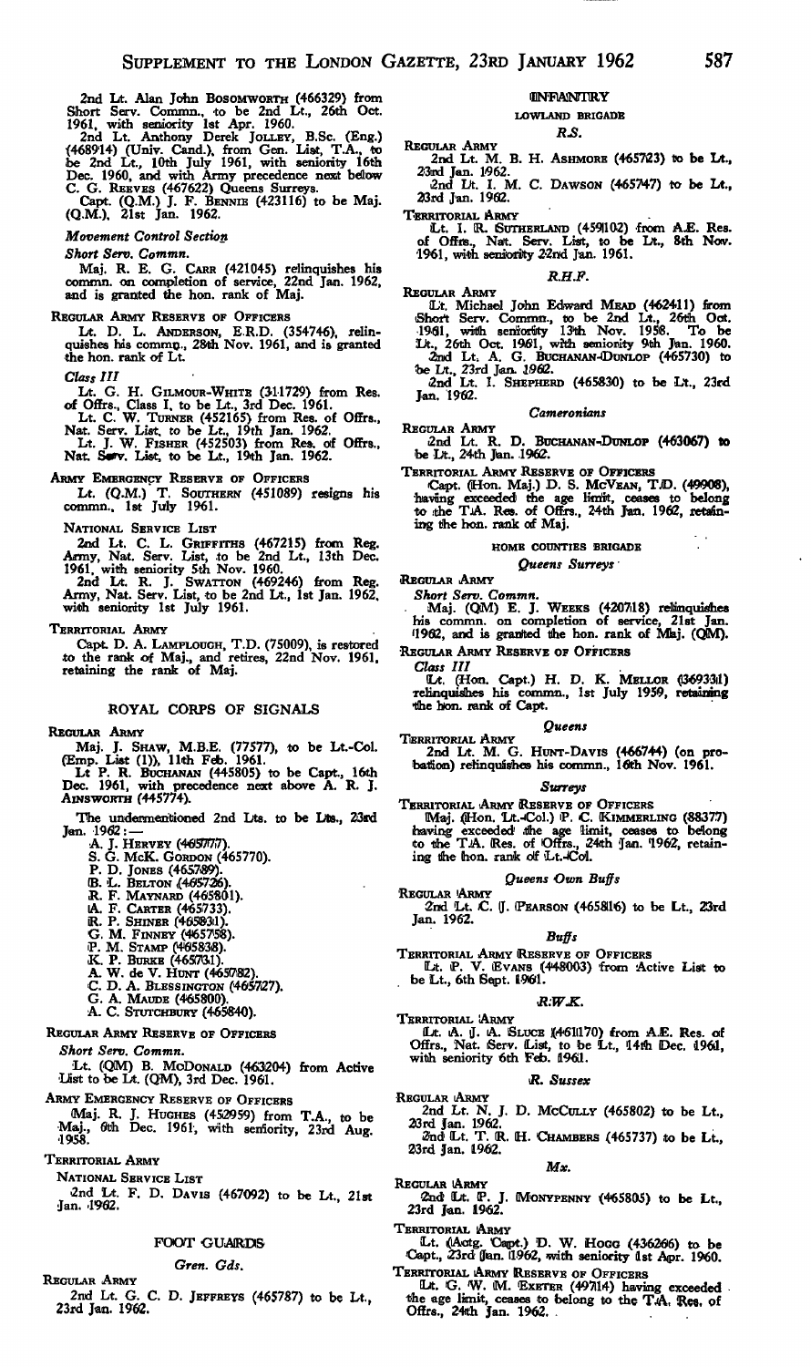2nd Lt. Alan John BOSOMWORTH (466329) from Short Serv. Commn., to be 2nd Lt., 26th Oct. 1961, with seniority 1st Apr. 1960.

2nd Lt. Anthony Derek JOLLEY, B.Sc. (Eng.) (468914) (Univ. Cand.), from Gen. List, T.A., to be 2nd Lt., 10th July 1961, with seniority 16th Dec. 1960, and with Army precedence next below C. G. REEVES (467622) Queens Surreys.

Capt. (Q.M.) J. F. BENNIE (423116) to be Maj. (Q.M.), 21st Jan. 1962.

*Movement Control Section*

*Short Serv. Commn.*

Maj. R. E. G. CARR (421045) relinquishes his commn. on completion of service, 22nd Jan. 1962, and is granted the hon. rank of Maj.

REGULAR ARMY RESERVE OF OFFICERS

Lt. D. L. ANDERSON, E.R.D. (354746), relinquishes his commn., 28th Nov. 1961, and is granted the hon. rank of Lt.

*Class III*

Lt. G. H. GILMOUR-WHITE (311729) from Res. of Offrs., Class I, to be Lt., 3rd Dec. 1961.

Lt. C. W. TURNER (452165) from Res. of Offrs., Nat. Serv. List, to be Lt., 19th Jan. 1962.

Lt. J. W. FISHER (452503) from Res. of Offrs., Nat. Serv. List, to be Lt., 19th Jan. 1962.

ARMY EMERGENCY RESERVE OF OFFICERS

Lt. (Q.M.) T. SOUTHERN (451089) resigns his commn., 1st July 1961.

NATIONAL SERVICE LIST

2nd Lt. C. L. GRIFFITHS (467215) from Reg. Army, Nat. Serv. List, to be 2nd Lt., 13th Dec. 1961, with seniority 5th Nov. 1960.

2nd Lt. R. J. SWATTON (469246) from Reg. Army, Nat. Serv. List, to be 2nd Lt., 1st Jan. 1962, with seniority 1st July 1961.

TERRITORIAL ARMY

Capt. D. A. LAMPLOUGH, T.D. (75009), is restored to the rank of Maj., and retires, 22nd Nov. 1961, retaining the rank of Maj.

## ROYAL CORPS OF SIGNALS

REGULAR ARMY

Maj. J. SHAW, M.B.E. (77577), to be Lt.-Col. (Emp. List (1)), 11th Feb. 1961.

Lt P. R. BUCHANAN (445805) to be Capt., 16th Dec. 1961, with precedence next above A. R. J. AINSWORTH (445774).

The undermentioned 2nd Lts. to be Lts., 23rd Jan. 1962:—

A. J. HERVEY (465777).
S. G. McK. GORDON (465770).
P. D. JONES (465789).
B. L. BELTON (465726).
R. F. MAYNARD (465801).
A. F. CARTER (465733).
R. P. SHINER (465831).
G. M. FINNEY (465758).
P. M. STAMP (465838).
K. P. BURKE (465731).
A. W. de V. HUNT (465782).
C. D. A. BLESSINGTON (465727).
G. A. MAUDE (465800).
A. C. STUTCHBURY (465840).

REGULAR ARMY RESERVE OF OFFICERS

*Short Serv. Commn.*

Lt. (QM) B. MCDONALD (463204) from Active List to be Lt. (QM), 3rd Dec. 1961.

ARMY EMERGENCY RESERVE OF OFFICERS

Maj. R. J. HUGHES (452959) from T.A., to be Maj., 6th Dec. 1961, with seniority, 23rd Aug. 1958.

TERRITORIAL ARMY

NATIONAL SERVICE LIST

2nd Lt. F. D. DAVIS (467092) to be Lt., 21st Jan. 1962.

## FOOT GUARDS

*Gren. Gds.*

REGULAR ARMY

2nd Lt. G. C. D. JEFFREYS (465787) to be Lt., 23rd Jan. 1962.

## INFANTRY

### LOWLAND BRIGADE

*R.S.*

REGULAR ARMY

2nd Lt. M. B. H. ASHMORE (465723) to be Lt., 23rd Jan. 1962.

2nd Lt. I. M. C. DAWSON (465747) to be Lt., 23rd Jan. 1962.

TERRITORIAL ARMY

Lt. I. R. SUTHERLAND (459102) from A.E. Res. of Offrs., Nat. Serv. List, to be Lt., 8th Nov. 1961, with seniority 22nd Jan. 1961.

*R.H.F.*

REGULAR ARMY

Lt. Michael John Edward MEAD (462411) from Short Serv. Commn., to be 2nd Lt., 26th Oct. 1961, with seniority 13th Nov. 1958. To be Lt., 26th Oct. 1961, with seniority 9th Jan. 1960.

2nd Lt. A. G. BUCHANAN-DUNLOP (465730) to be Lt., 23rd Jan. 1962.

2nd Lt. I. SHEPHERD (465830) to be Lt., 23rd Jan. 1962.

*Cameronians*

REGULAR ARMY

2nd Lt. R. D. BUCHANAN-DUNLOP (463067) to be Lt., 24th Jan. 1962.

TERRITORIAL ARMY RESERVE OF OFFICERS

Capt. (Hon. Maj.) D. S. MCVEAN, T.D. (49908), having exceeded the age limit, ceases to belong to the T.A. Res. of Offrs., 24th Jan. 1962, retaining the hon. rank of Maj.

### HOME COUNTIES BRIGADE

*Queens Surreys*

REGULAR ARMY

*Short Serv. Commn.*

Maj. (QM) E. J. WEEKS (420718) relinquishes his commn. on completion of service, 21st Jan. 1962, and is granted the hon. rank of Maj. (QM).

REGULAR ARMY RESERVE OF OFFICERS

*Class III*

Lt. (Hon. Capt.) H. D. K. MELLOR (369331) relinquishes his commn., 1st July 1959, retaining the hon. rank of Capt.

*Queens*

TERRITORIAL ARMY

2nd Lt. M. G. HUNT-DAVIS (466744) (on probation) relinquishes his commn., 16th Nov. 1961.

*Surreys*

TERRITORIAL ARMY RESERVE OF OFFICERS

Maj. (Hon. Lt.-Col.) P. C. KIMMERLING (88377) having exceeded the age limit, ceases to belong to the T.A. Res. of Offrs., 24th Jan. 1962, retaining the hon. rank of Lt.-Col.

*Queens Own Buffs*

REGULAR ARMY

2nd Lt. C. J. PEARSON (465816) to be Lt., 23rd Jan. 1962.

*Buffs*

TERRITORIAL ARMY RESERVE OF OFFICERS

Lt. P. V. EVANS (448003) from Active List to be Lt., 6th Sept. 1961.

*R.W.K.*

TERRITORIAL ARMY

Lt. A. J. A. SLUCE (461170) from A.E. Res. of Offrs., Nat. Serv. List, to be Lt., 14th Dec. 1961, with seniority 6th Feb. 1961.

*R. Sussex*

REGULAR ARMY

2nd Lt. N. J. D. MCCULLY (465802) to be Lt., 23rd Jan. 1962.

2nd Lt. T. R. H. CHAMBERS (465737) to be Lt., 23rd Jan. 1962.

*Mx.*

REGULAR ARMY

2nd Lt. P. J. MONYPENNY (465805) to be Lt., 23rd Jan. 1962.

TERRITORIAL ARMY

Lt. (Actg. Capt.) D. W. HOGG (436266) to be Capt., 23rd Jan. 1962, with seniority 1st Apr. 1960.

TERRITORIAL ARMY RESERVE OF OFFICERS

Lt. G. W. M. EXETER (497114) having exceeded the age limit, ceases to belong to the T.A. Res. of Offrs., 24th Jan. 1962.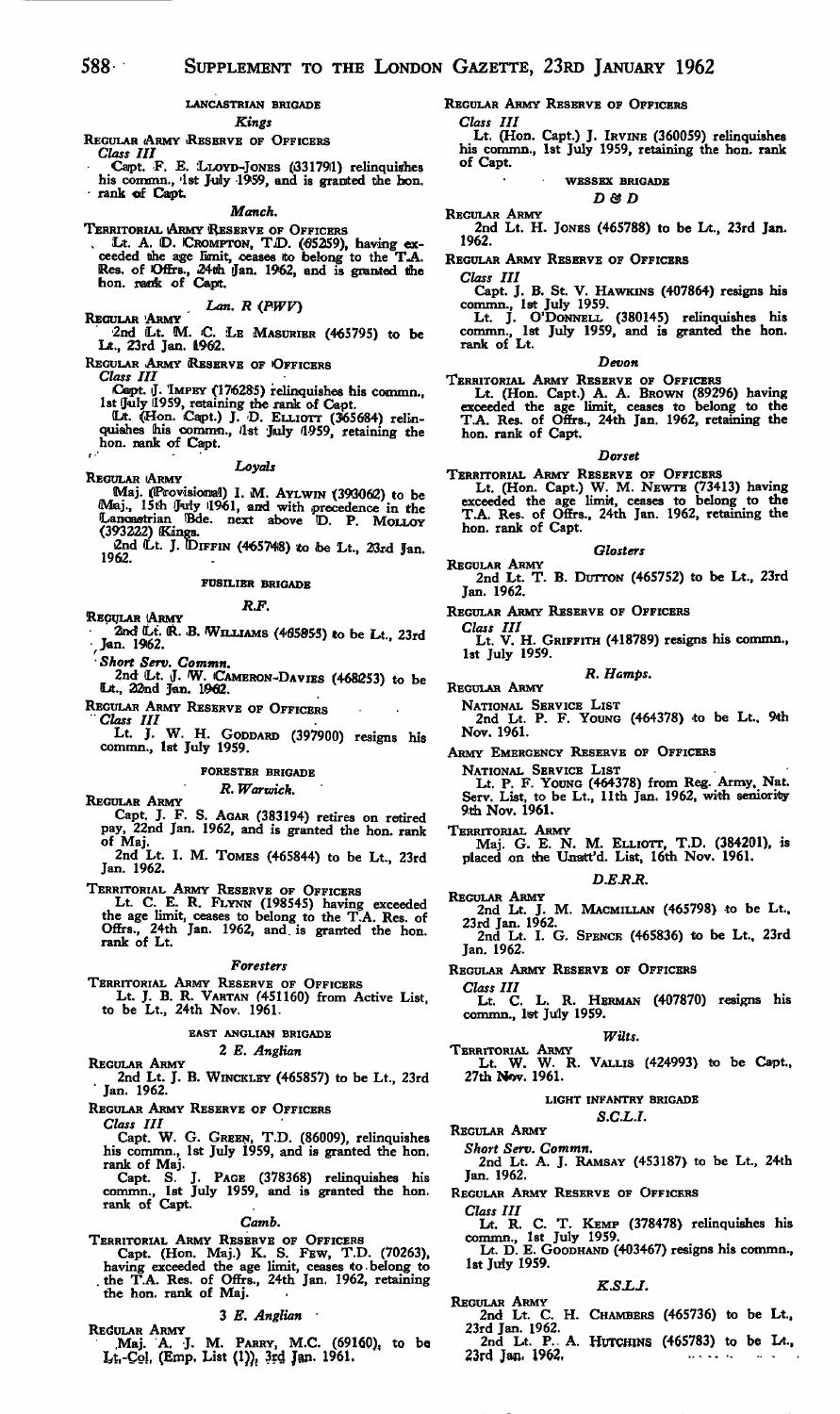## LANCASTRIAN BRIGADE

### *Kings*

REGULAR ARMY RESERVE OF OFFICERS

*Class III*

Capt. F. E. LLOYD-JONES (331791) relinquishes his commn., 1st July 1959, and is granted the hon. rank of Capt.

### *Manch.*

TERRITORIAL ARMY RESERVE OF OFFICERS

Lt. A. D. CROMPTON, T.D. (65259), having exceeded the age limit, ceases to belong to the T.A. Res. of Offrs., 24th Jan. 1962, and is granted the hon. rank of Capt.

### *Lan. R (PWV)*

REGULAR ARMY

2nd Lt. M. C. LE MASURIER (465795) to be Lt., 23rd Jan. 1962.

REGULAR ARMY RESERVE OF OFFICERS

*Class III*

Capt. J. IMPEY (176285) relinquishes his commn., 1st July 1959, retaining the rank of Capt.

Lt. (Hon. Capt.) J. D. ELLIOTT (365684) relinquishes his commn., 1st July 1959, retaining the hon. rank of Capt.

### *Loyals*

REGULAR ARMY

Maj. (Provisional) I. M. AYLWIN (393062) to be Maj., 15th July 1961, and with precedence in the Lancastrian Bde. next above D. P. MOLLOY (393222) Kings.

2nd Lt. J. DIFFIN (465748) to be Lt., 23rd Jan. 1962.

## FUSILIER BRIGADE

### *R.F.*

REGULAR ARMY

2nd Lt. R. B. WILLIAMS (465855) to be Lt., 23rd Jan. 1962.

*Short Serv. Commn.*

2nd Lt. J. W. CAMERON-DAVIES (468253) to be Lt., 22nd Jan. 1962.

REGULAR ARMY RESERVE OF OFFICERS

*Class III*

Lt. J. W. H. GODDARD (397900) resigns his commn., 1st July 1959.

## FORESTER BRIGADE

### *R. Warwick.*

REGULAR ARMY

Capt. J. F. S. AGAR (383194) retires on retired pay, 22nd Jan. 1962, and is granted the hon. rank of Maj.

2nd Lt. I. M. TOMES (465844) to be Lt., 23rd Jan. 1962.

TERRITORIAL ARMY RESERVE OF OFFICERS

Lt. C. E. R. FLYNN (198545) having exceeded the age limit, ceases to belong to the T.A. Res. of Offrs., 24th Jan. 1962, and is granted the hon. rank of Lt.

### *Foresters*

TERRITORIAL ARMY RESERVE OF OFFICERS

Lt. J. B. R. VARTAN (451160) from Active List, to be Lt., 24th Nov. 1961.

## EAST ANGLIAN BRIGADE

### *2 E. Anglian*

REGULAR ARMY

2nd Lt. J. B. WINCKLEY (465857) to be Lt., 23rd Jan. 1962.

REGULAR ARMY RESERVE OF OFFICERS

*Class III*

Capt. W. G. GREEN, T.D. (86009), relinquishes his commn., 1st July 1959, and is granted the hon. rank of Maj.

Capt. S. J. PAGE (378368) relinquishes his commn., 1st July 1959, and is granted the hon. rank of Capt.

### *Camb.*

TERRITORIAL ARMY RESERVE OF OFFICERS

Capt. (Hon. Maj.) K. S. FEW, T.D. (70263), having exceeded the age limit, ceases to belong to the T.A. Res. of Offrs., 24th Jan. 1962, retaining the hon. rank of Maj.

### *3 E. Anglian*

REGULAR ARMY

Maj. A. J. M. PARRY, M.C. (69160), to be Lt.-Col. (Emp. List (1)), 3rd Jan. 1961.

REGULAR ARMY RESERVE OF OFFICERS

*Class III*

Lt. (Hon. Capt.) J. IRVINE (360059) relinquishes his commn., 1st July 1959, retaining the hon. rank of Capt.

## WESSEX BRIGADE

### *D & D*

REGULAR ARMY

2nd Lt. H. JONES (465788) to be Lt., 23rd Jan. 1962.

REGULAR ARMY RESERVE OF OFFICERS

*Class III*

Capt. J. B. St. V. HAWKINS (407864) resigns his commn., 1st July 1959.

Lt. J. O'DONNELL (380145) relinquishes his commn., 1st July 1959, and is granted the hon. rank of Lt.

### *Devon*

TERRITORIAL ARMY RESERVE OF OFFICERS

Lt. (Hon. Capt.) A. A. BROWN (89296) having exceeded the age limit, ceases to belong to the T.A. Res. of Offrs., 24th Jan. 1962, retaining the hon. rank of Capt.

### *Dorset*

TERRITORIAL ARMY RESERVE OF OFFICERS

Lt. (Hon. Capt.) W. M. NEWTE (73413) having exceeded the age limit, ceases to belong to the T.A. Res. of Offrs., 24th Jan. 1962, retaining the hon. rank of Capt.

### *Glosters*

REGULAR ARMY

2nd Lt. T. B. DUTTON (465752) to be Lt., 23rd Jan. 1962.

REGULAR ARMY RESERVE OF OFFICERS

*Class III*

Lt. V. H. GRIFFITH (418789) resigns his commn., 1st July 1959.

### *R. Hamps.*

REGULAR ARMY

NATIONAL SERVICE LIST

2nd Lt. P. F. YOUNG (464378) to be Lt., 9th Nov. 1961.

ARMY EMERGENCY RESERVE OF OFFICERS

NATIONAL SERVICE LIST

Lt. P. F. YOUNG (464378) from Reg. Army, Nat. Serv. List, to be Lt., 11th Jan. 1962, with seniority 9th Nov. 1961.

TERRITORIAL ARMY

Maj. G. E. N. M. ELLIOTT, T.D. (384201), is placed on the Unatt'd. List, 16th Nov. 1961.

### *D.E.R.R.*

REGULAR ARMY

2nd Lt. J. M. MACMILLAN (465798) to be Lt., 23rd Jan. 1962.

2nd Lt. I. G. SPENCE (465836) to be Lt., 23rd Jan. 1962.

REGULAR ARMY RESERVE OF OFFICERS

*Class III*

Lt. C. L. R. HERMAN (407870) resigns his commn., 1st July 1959.

### *Wilts.*

TERRITORIAL ARMY

Lt. W. W. R. VALLIS (424993) to be Capt., 27th Nov. 1961.

## LIGHT INFANTRY BRIGADE

### *S.C.L.I.*

REGULAR ARMY

*Short Serv. Commn.*

2nd Lt. A. J. RAMSAY (453187) to be Lt., 24th Jan. 1962.

REGULAR ARMY RESERVE OF OFFICERS

*Class III*

Lt. R. C. T. KEMP (378478) relinquishes his commn., 1st July 1959.

Lt. D. E. GOODHAND (403467) resigns his commn., 1st July 1959.

### *K.S.L.I.*

REGULAR ARMY

2nd Lt. C. H. CHAMBERS (465736) to be Lt., 23rd Jan. 1962.

2nd Lt. P. A. HUTCHINS (465783) to be Lt., 23rd Jan. 1962.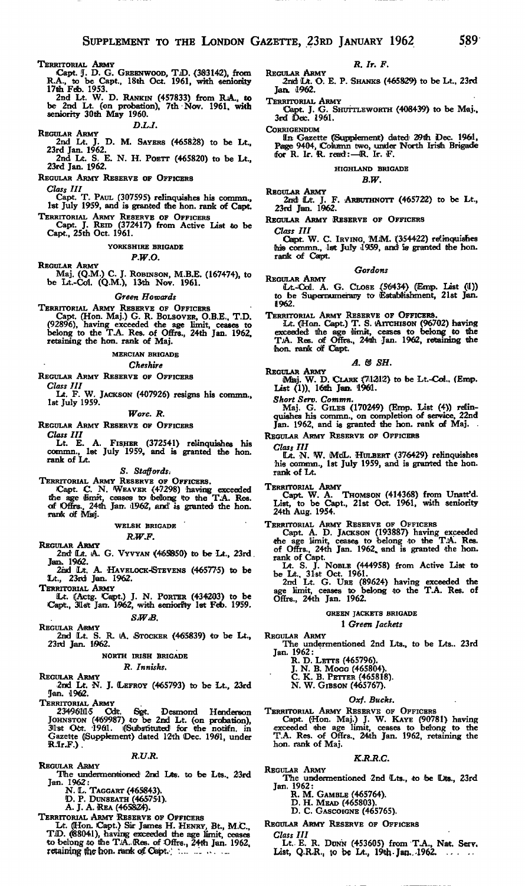TERRITORIAL ARMY

Capt. J. D. G. GREENWOOD, T.D. (383142), from R.A., to be Capt., 18th Oct. 1961, with seniority 17th Feb. 1953.

2nd Lt. W. D. RANKIN (457833) from R.A., to be 2nd Lt. (on probation), 7th Nov. 1961, with seniority 30th May 1960.

*D.L.I.*

REGULAR ARMY

2nd Lt. J. D. M. SAYERS (465828) to be Lt., 23rd Jan. 1962.

2nd Lt. S. E. N. H. POETT (465820) to be Lt., 23rd Jan. 1962.

REGULAR ARMY RESERVE OF OFFICERS

*Class III*

Capt. T. PAUL (307595) relinquishes his commn., 1st July 1959, and is granted the hon. rank of Capt.

TERRITORIAL ARMY RESERVE OF OFFICERS

Capt. J. REID (372417) from Active List to be Capt., 25th Oct. 1961.

YORKSHIRE BRIGADE

*P.W.O.*

REGULAR ARMY

Maj. (Q.M.) C. J. ROBINSON, M.B.E. (167474), to be Lt.-Col. (Q.M.), 13th Nov. 1961.

*Green Howards*

TERRITORIAL ARMY RESERVE OF OFFICERS

Capt. (Hon. Maj.) G. R. BOLSOVER, O.B.E., T.D. (92896), having exceeded the age limit, ceases to belong to the T.A. Res. of Offrs., 24th Jan. 1962, retaining the hon. rank of Maj.

MERCIAN BRIGADE

*Cheshire*

REGULAR ARMY RESERVE OF OFFICERS

*Class III*

Lt. F. W. JACKSON (407926) resigns his commn., 1st July 1959.

*Worc. R.*

REGULAR ARMY RESERVE OF OFFICERS

*Class III*

Lt. E. A. FISHER (372541) relinquishes his commn., 1st July 1959, and is granted the hon. rank of Lt.

*S. Staffords.*

TERRITORIAL ARMY RESERVE OF OFFICERS.

Capt. C. N. WEAVER (47298) having exceeded the age limit, ceases to belong to the T.A. Res. of Offrs., 24th Jan. 1962, and is granted the hon. rank of Maj.

WELSH BRIGADE

*R.W.F.*

REGULAR ARMY

2nd Lt. A. G. VYVYAN (465850) to be Lt., 23rd Jan. 1962.

2nd Lt. A. HAVELOCK-STEVENS (465775) to be Lt., 23rd Jan. 1962.

TERRITORIAL ARMY

Lt. (Actg. Capt.) J. N. PORTER (434203) to be Capt., 31st Jan. 1962, with seniority 1st Feb. 1959.

*S.W.B.*

REGULAR ARMY

2nd Lt. S. R. A. STOCKER (465839) to be Lt., 23rd Jan. 1962.

NORTH IRISH BRIGADE

*R. Innisks.*

REGULAR ARMY

2nd Lt. N. J. LEFROY (465793) to be Lt., 23rd Jan. 1962.

TERRITORIAL ARMY

23496105 Cdt. Sgt. Desmond Henderson JOHNSTON (469987) to be 2nd Lt. (on probation), 31st Oct. 1961. (Substituted for the notifn. in Gazette (Supplement) dated 12th Dec. 1961, under R.Ir.F.)

*R.U.R.*

REGULAR ARMY

The undermentioned 2nd Lts. to be Lts., 23rd Jan. 1962:

N. L. TAGGART (465843).
D. P. DUNSEATH (465751).
A. J. A. REA (465824).

TERRITORIAL ARMY RESERVE OF OFFICERS

Lt. (Hon. Capt.) Sir James H. HENRY, Bt., M.C., T.D. (88041), having exceeded the age limit, ceases to belong to the T.A. Res. of Offrs., 24th Jan. 1962, retaining the hon. rank of Capt.

*R. Ir. F.*

REGULAR ARMY

2nd Lt. O. E. P. SHANKS (465829) to be Lt., 23rd Jan. 1962.

TERRITORIAL ARMY

Capt. J. G. SHUTTLEWORTH (408439) to be Maj., 3rd Dec. 1961.

CORRIGENDUM

In Gazette (Supplement) dated 29th Dec. 1961, Page 9404, Column two, under North Irish Brigade for R. Ir. R. read:—R. Ir. F.

HIGHLAND BRIGADE

*B.W.*

REGULAR ARMY

2nd Lt. J. F. ARBUTHNOTT (465722) to be Lt., 23rd Jan. 1962.

REGULAR ARMY RESERVE OF OFFICERS

*Class III*

Capt. W. C. IRVING, M.M. (354422) relinquishes his commn., 1st July 1959, and is granted the hon. rank of Capt.

*Gordons*

REGULAR ARMY

Lt.-Col. A. G. CLOSE (56434) (Emp. List (1)) to be Supernumerary to Establishment, 21st Jan. 1962.

TERRITORIAL ARMY RESERVE OF OFFICERS.

Lt. (Hon. Capt.) T. S. AITCHISON (96702) having exceeded the age limit, ceases to belong to the T.A. Res. of Offrs., 24th Jan. 1962, retaining the hon. rank of Capt.

*A. & SH.*

REGULAR ARMY

Maj. W. D. CLARK (71212) to be Lt.-Col., (Emp. List (1)), 16th Jan. 1961.

*Short Serv. Commn.*

Maj. G. GILES (170249) (Emp. List (4)) relinquishes his commn., on completion of service, 22nd Jan. 1962, and is granted the hon. rank of Maj.

REGULAR ARMY RESERVE OF OFFICERS

*Class III*

Lt. N. W. McL. HULBERT (376429) relinquishes his commn., 1st July 1959, and is granted the hon. rank of Lt.

TERRITORIAL ARMY

Capt. W. A. THOMSON (414368) from Unatt'd. List, to be Capt., 21st Oct. 1961, with seniority 24th Aug. 1954.

TERRITORIAL ARMY RESERVE OF OFFICERS

Capt. A. D. JACKSON (193887) having exceeded the age limit, ceases to belong to the T.A. Res. of Offrs., 24th Jan. 1962, and is granted the hon. rank of Capt.

Lt. S. J. NOBLE (444958) from Active List to be Lt., 31st Oct. 1961.

2nd Lt. G. URE (89624) having exceeded the age limit, ceases to belong to the T.A. Res. of Offrs., 24th Jan. 1962.

GREEN JACKETS BRIGADE

*1 Green Jackets*

REGULAR ARMY

The undermentioned 2nd Lts., to be Lts. 23rd Jan. 1962:

R. D. LETTS (465796).
J. N. B. MOGG (465804).
C. K. B. PETTER (465818).
N. W. GIBSON (465767).

*Oxf. Bucks.*

TERRITORIAL ARMY RESERVE OF OFFICERS

Capt. (Hon. Maj.) J. W. KAYE (90781) having exceeded the age limit, ceases to belong to the T.A. Res. of Offrs., 24th Jan. 1962, retaining the hon. rank of Maj.

*K.R.R.C.*

REGULAR ARMY

The undermentioned 2nd Lts., to be Lts., 23rd Jan. 1962:

R. M. GAMBLE (465764).
D. H. MEAD (465803).
D. C. GASCOIGNE (465765).

REGULAR ARMY RESERVE OF OFFICERS

*Class III*

Lt. E. R. DUNN (453605) from T.A., Nat. Serv. List, Q.R.R., to be Lt., 19th Jan. 1962.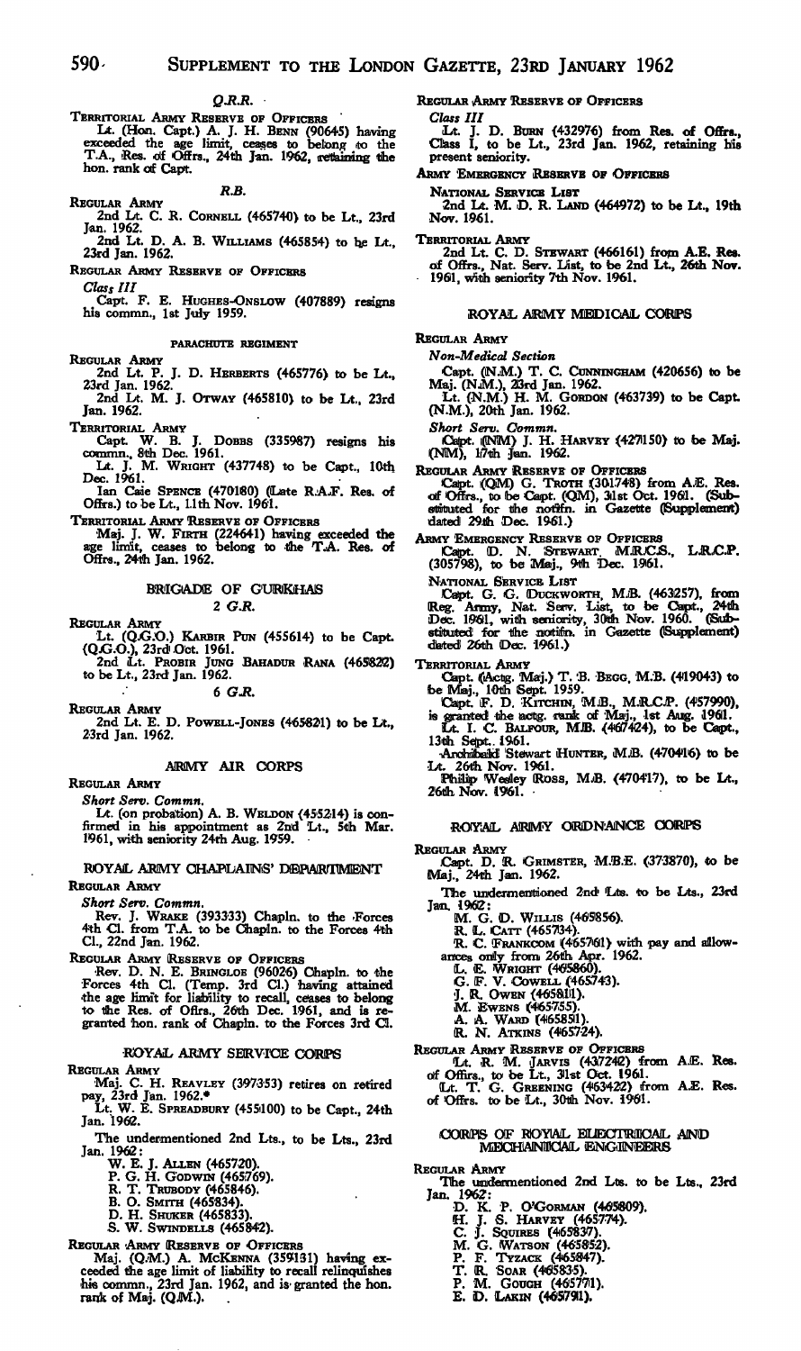*Q.R.R.*

TERRITORIAL ARMY RESERVE OF OFFICERS

Lt. (Hon. Capt.) A. J. H. BENN (90645) having exceeded the age limit, ceases to belong to the T.A. Res. of Offrs., 24th Jan. 1962, retaining the hon. rank of Capt.

*R.B.*

REGULAR ARMY

2nd Lt. C. R. CORNELL (465740) to be Lt., 23rd Jan. 1962.

2nd Lt. D. A. B. WILLIAMS (465854) to be Lt., 23rd Jan. 1962.

REGULAR ARMY RESERVE OF OFFICERS

*Class III*

Capt. F. E. HUGHES-ONSLOW (407889) resigns his commn., 1st July 1959.

## PARACHUTE REGIMENT

REGULAR ARMY

2nd Lt. P. J. D. HERBERTS (465776) to be Lt., 23rd Jan. 1962.

2nd Lt. M. J. OTWAY (465810) to be Lt., 23rd Jan. 1962.

TERRITORIAL ARMY

Capt. W. B. J. DOBBS (335987) resigns his commn., 8th Dec. 1961.

Lt. J. M. WRIGHT (437748) to be Capt., 10th Dec. 1961.

Ian Caie SPENCE (470180) (Late R.A.F. Res. of Offrs.) to be Lt., 11th Nov. 1961.

TERRITORIAL ARMY RESERVE OF OFFICERS

Maj. J. W. FIRTH (224641) having exceeded the age limit, ceases to belong to the T.A. Res. of Offrs., 24th Jan. 1962.

## BRIGADE OF GURKHAS

*2 G.R.*

REGULAR ARMY

Lt. (Q.G.O.) KARBIR PUN (455614) to be Capt. (Q.G.O.), 23rd Oct. 1961.

2nd Lt. PROBIR JUNG BAHADUR RANA (465822) to be Lt., 23rd Jan. 1962.

*6 G.R.*

REGULAR ARMY

2nd Lt. E. D. POWELL-JONES (465821) to be Lt., 23rd Jan. 1962.

## ARMY AIR CORPS

REGULAR ARMY

*Short Serv. Commn.*

Lt. (on probation) A. B. WELDON (455214) is confirmed in his appointment as 2nd Lt., 5th Mar. 1961, with seniority 24th Aug. 1959.

## ROYAL ARMY CHAPLAINS' DEPARTMENT

REGULAR ARMY

*Short Serv. Commn.*

Rev. J. WRAKE (393333) Chapln. to the Forces 4th Cl. from T.A. to be Chapln. to the Forces 4th Cl., 22nd Jan. 1962.

REGULAR ARMY RESERVE OF OFFICERS

Rev. D. N. E. BRINGLOE (96026) Chapln. to the Forces 4th Cl. (Temp. 3rd Cl.) having attained the age limit for liability to recall, ceases to belong to the Res. of Offrs., 26th Dec. 1961, and is regranted hon. rank of Chapln. to the Forces 3rd Cl.

## ROYAL ARMY SERVICE CORPS

REGULAR ARMY

Maj. C. H. REAVLEY (397353) retires on retired pay, 23rd Jan. 1962.*

Lt. W. E. SPREADBURY (455100) to be Capt., 24th Jan. 1962.

The undermentioned 2nd Lts., to be Lts., 23rd Jan. 1962:

- W. E. J. ALLEN (465720).
- P. G. H. GODWIN (465769).
- R. T. TRUBODY (465846).
- B. O. SMITH (465834).
- D. H. SHUKER (465833).
- S. W. SWINDELLS (465842).

REGULAR ARMY RESERVE OF OFFICERS

Maj. (Q.M.) A. MCKENNA (359131) having exceeded the age limit of liability to recall relinquishes his commn., 23rd Jan. 1962, and is granted the hon. rank of Maj. (Q.M.).

REGULAR ARMY RESERVE OF OFFICERS

*Class III*

Lt. J. D. BURN (432976) from Res. of Offrs., Class I, to be Lt., 23rd Jan. 1962, retaining his present seniority.

ARMY EMERGENCY RESERVE OF OFFICERS

NATIONAL SERVICE LIST

2nd Lt. M. D. R. LAND (464972) to be Lt., 19th Nov. 1961.

TERRITORIAL ARMY

2nd Lt. C. D. STEWART (466161) from A.E. Res. of Offrs., Nat. Serv. List, to be 2nd Lt., 26th Nov. 1961, with seniority 7th Nov. 1961.

## ROYAL ARMY MEDICAL CORPS

REGULAR ARMY

*Non-Medical Section*

Capt. (N.M.) T. C. CUNNINGHAM (420656) to be Maj. (N.M.), 23rd Jan. 1962.

Lt. (N.M.) H. M. GORDON (463739) to be Capt. (N.M.), 20th Jan. 1962.

*Short Serv. Commn.*

Capt. (NM) J. H. HARVEY (427150) to be Maj. (NM), 17th Jan. 1962.

REGULAR ARMY RESERVE OF OFFICERS

Capt. (QM) G. TROTH (301748) from A.E. Res. of Offrs., to be Capt. (QM), 31st Oct. 1961. (Substituted for the notifn. in Gazette (Supplement) dated 29th Dec. 1961.)

ARMY EMERGENCY RESERVE OF OFFICERS

Capt. D. N. STEWART, M.R.C.S., L.R.C.P. (305798), to be Maj., 9th Dec. 1961.

NATIONAL SERVICE LIST

Capt. G. G. DUCKWORTH, M.B. (463257), from Reg. Army, Nat. Serv. List, to be Capt., 24th Dec. 1961, with seniority, 30th Nov. 1960. (Substituted for the notifn. in Gazette (Supplement) dated 26th Dec. 1961.)

TERRITORIAL ARMY

Capt. (Actg. Maj.) T. B. BEGG, M.B. (419043) to be Maj., 10th Sept. 1959.

Capt. F. D. KITCHIN, M.B., M.R.C.P. (457990), is granted the actg. rank of Maj., 1st Aug. 1961.

Lt. I. C. BALFOUR, M.B. (467424), to be Capt., 13th Sept. 1961.

Archibald Stewart HUNTER, M.B. (470416) to be Lt. 26th Nov. 1961.

Philip Wesley ROSS, M.B. (470417), to be Lt., 26th Nov. 1961.

## ROYAL ARMY ORDNANCE CORPS

REGULAR ARMY

Capt. D. R. GRIMSTER, M.B.E. (373870), to be Maj., 24th Jan. 1962.

The undermentioned 2nd Lts. to be Lts., 23rd Jan. 1962:

- M. G. D. WILLIS (465856).
- R. L. CATT (465734).
- R. C. FRANKCOM (465761) with pay and allowances only from 26th Apr. 1962.
- L. E. WRIGHT (465860).
- G. F. V. COWELL (465743).
- J. R. OWEN (465811).
- M. EWENS (465755).
- A. A. WARD (465851).
- R. N. ATKINS (465724).

REGULAR ARMY RESERVE OF OFFICERS

Lt. R. M. JARVIS (437242) from A.E. Res. of Offrs., to be Lt., 31st Oct. 1961.

Lt. T. G. GREENING (463422) from A.E. Res. of Offrs. to be Lt., 30th Nov. 1961.

## CORPS OF ROYAL ELECTRICAL AND MECHANICAL ENGINEERS

REGULAR ARMY

The undermentioned 2nd Lts. to be Lts., 23rd Jan. 1962:

- D. K. P. O'GORMAN (465809).
- H. J. S. HARVEY (465774).
- C. J. SQUIRES (465837).
- M. G. WATSON (465852).
- P. F. TYZACK (465847).
- T. R. SOAR (465835).
- P. M. GOUGH (465771).
- E. D. LAKIN (465791).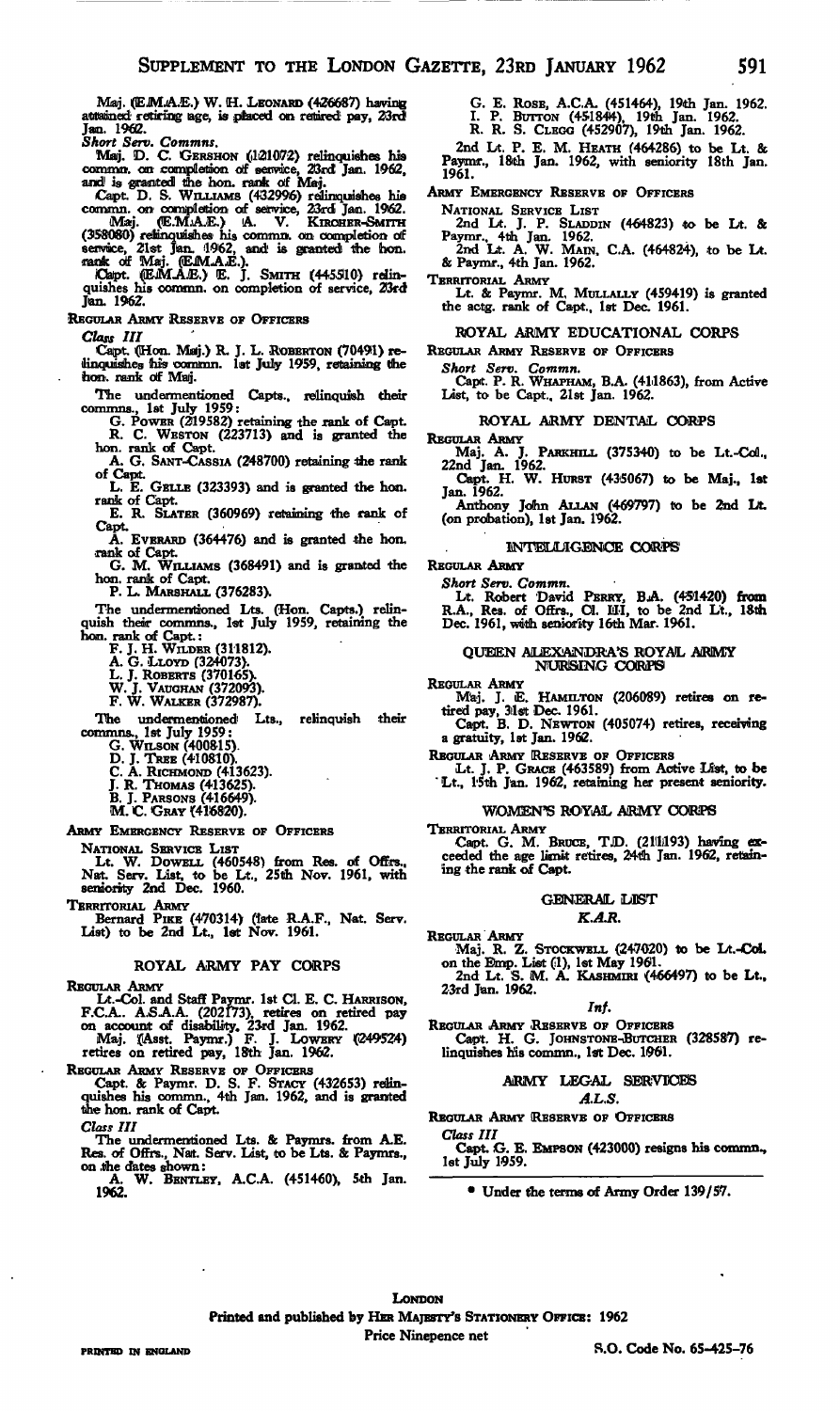Maj. (E.M.A.E.) W. H. LEONARD (426687) having attained retiring age, is placed on retired pay, 23rd Jan. 1962.

*Short Serv. Commns.*

Maj. D. C. GERSHON (121072) relinquishes his commn. on completion of service, 23rd Jan. 1962, and is granted the hon. rank of Maj.

Capt. D. S. WILLIAMS (432996) relinquishes his commn. on completion of service, 23rd Jan. 1962.

Maj. (E.M.A.E.) A. V. KIRCHER-SMITH (358080) relinquishes his commn. on completion of service, 21st Jan. 1962, and is granted the hon. rank of Maj. (E.M.A.E.).

Capt. (E.M.A.E.) E. J. SMITH (445510) relinquishes his commn. on completion of service, 23rd Jan. 1962.

REGULAR ARMY RESERVE OF OFFICERS

*Class III*

Capt. (Hon. Maj.) R. J. L. ROBERTON (70491) relinquishes his commn. 1st July 1959, retaining the hon. rank of Maj.

The undermentioned Capts., relinquish their commns., 1st July 1959:

G. POWER (219582) retaining the rank of Capt.
R. C. WESTON (223713) and is granted the hon. rank of Capt.
A. G. SANT-CASSIA (248700) retaining the rank of Capt.
L. E. GELLE (323393) and is granted the hon. rank of Capt.
E. R. SLATER (360969) retaining the rank of Capt.
A. EVERARD (364476) and is granted the hon. rank of Capt.
G. M. WILLIAMS (368491) and is granted the hon. rank of Capt.
P. L. MARSHALL (376283).

The undermentioned Lts. (Hon. Capts.) relinquish their commns., 1st July 1959, retaining the hon. rank of Capt.:

F. J. H. WILDER (311812).
A. G. LLOYD (324073).
L. J. ROBERTS (370165).
W. J. VAUGHAN (372093).
F. W. WALKER (372987).

The undermentioned Lts., relinquish their commns., 1st July 1959:

G. WILSON (400815).
D. J. TREE (410810).
C. A. RICHMOND (413623).
J. R. THOMAS (413625).
B. J. PARSONS (416649).
M. C. GRAY (416820).

ARMY EMERGENCY RESERVE OF OFFICERS

NATIONAL SERVICE LIST

Lt. W. DOWELL (460548) from Res. of Offrs., Nat. Serv. List, to be Lt., 25th Nov. 1961, with seniority 2nd Dec. 1960.

TERRITORIAL ARMY

Bernard PIKE (470314) (late R.A.F., Nat. Serv. List) to be 2nd Lt., 1st Nov. 1961.

## ROYAL ARMY PAY CORPS

REGULAR ARMY

Lt.-Col. and Staff Paymr. 1st Cl. E. C. HARRISON, F.C.A., A.S.A.A. (202173), retires on retired pay on account of disability, 23rd Jan. 1962.

Maj. (Asst. Paymr.) F. J. LOWERY (249524) retires on retired pay, 18th Jan. 1962.

REGULAR ARMY RESERVE OF OFFICERS

Capt. & Paymr. D. S. F. STACY (432653) relinquishes his commn., 4th Jan. 1962, and is granted the hon. rank of Capt.

*Class III*

The undermentioned Lts. & Paymrs. from A.E. Res. of Offrs., Nat. Serv. List, to be Lts. & Paymrs., on the dates shown:

A. W. BENTLEY, A.C.A. (451460), 5th Jan. 1962.
G. E. ROSE, A.C.A. (451464), 19th Jan. 1962.
I. P. BUTTON (451844), 19th Jan. 1962.
R. R. S. CLEGG (452907), 19th Jan. 1962.

2nd Lt. P. E. M. HEATH (464286) to be Lt. & Paymr., 18th Jan. 1962, with seniority 18th Jan. 1961.

ARMY EMERGENCY RESERVE OF OFFICERS

NATIONAL SERVICE LIST

2nd Lt. J. P. SLADDIN (464823) to be Lt. & Paymr., 4th Jan. 1962.

2nd Lt. A. W. MAIN, C.A. (464824), to be Lt. & Paymr., 4th Jan. 1962.

TERRITORIAL ARMY

Lt. & Paymr. M. MULLALLY (459419) is granted the actg. rank of Capt., 1st Dec. 1961.

## ROYAL ARMY EDUCATIONAL CORPS

REGULAR ARMY RESERVE OF OFFICERS

*Short Serv. Commn.*

Capt. P. R. WHAPHAM, B.A. (411863), from Active List, to be Capt., 21st Jan. 1962.

## ROYAL ARMY DENTAL CORPS

REGULAR ARMY

Maj. A. J. PARKHILL (375340) to be Lt.-Col., 22nd Jan. 1962.

Capt. H. W. HURST (435067) to be Maj., 1st Jan. 1962.

Anthony John ALLAN (469797) to be 2nd Lt. (on probation), 1st Jan. 1962.

## INTELLIGENCE CORPS

REGULAR ARMY

*Short Serv. Commn.*

Lt. Robert David PERRY, B.A. (451420) from R.A., Res. of Offrs., Cl. III, to be 2nd Lt., 18th Dec. 1961, with seniority 16th Mar. 1961.

## QUEEN ALEXANDRA'S ROYAL ARMY NURSING CORPS

REGULAR ARMY

Maj. J. E. HAMILTON (206089) retires on retired pay, 31st Dec. 1961.

Capt. B. D. NEWTON (405074) retires, receiving a gratuity, 1st Jan. 1962.

REGULAR ARMY RESERVE OF OFFICERS

Lt. J. P. GRACE (463589) from Active List, to be Lt., 15th Jan. 1962, retaining her present seniority.

## WOMEN'S ROYAL ARMY CORPS

TERRITORIAL ARMY

Capt. G. M. BRUCE, T.D. (211193) having exceeded the age limit retires, 24th Jan. 1962, retaining the rank of Capt.

## GENERAL LIST

*K.A.R.*

REGULAR ARMY

Maj. R. Z. STOCKWELL (247020) to be Lt.-Col. on the Emp. List (1), 1st May 1961.

2nd Lt. S. M. A. KASHMIRI (466497) to be Lt., 23rd Jan. 1962.

*Inf.*

REGULAR ARMY RESERVE OF OFFICERS

Capt. H. G. JOHNSTONE-BUTCHER (328587) relinquishes his commn., 1st Dec. 1961.

## ARMY LEGAL SERVICES

*A.L.S.*

REGULAR ARMY RESERVE OF OFFICERS

*Class III*

Capt. G. E. EMPSON (423000) resigns his commn., 1st July 1959.

---

* Under the terms of Army Order 139/57.

---

LONDON

Printed and published by HER MAJESTY'S STATIONERY OFFICE: 1962

Price Ninepence net

PRINTED IN ENGLAND

S.O. Code No. 65-425-76